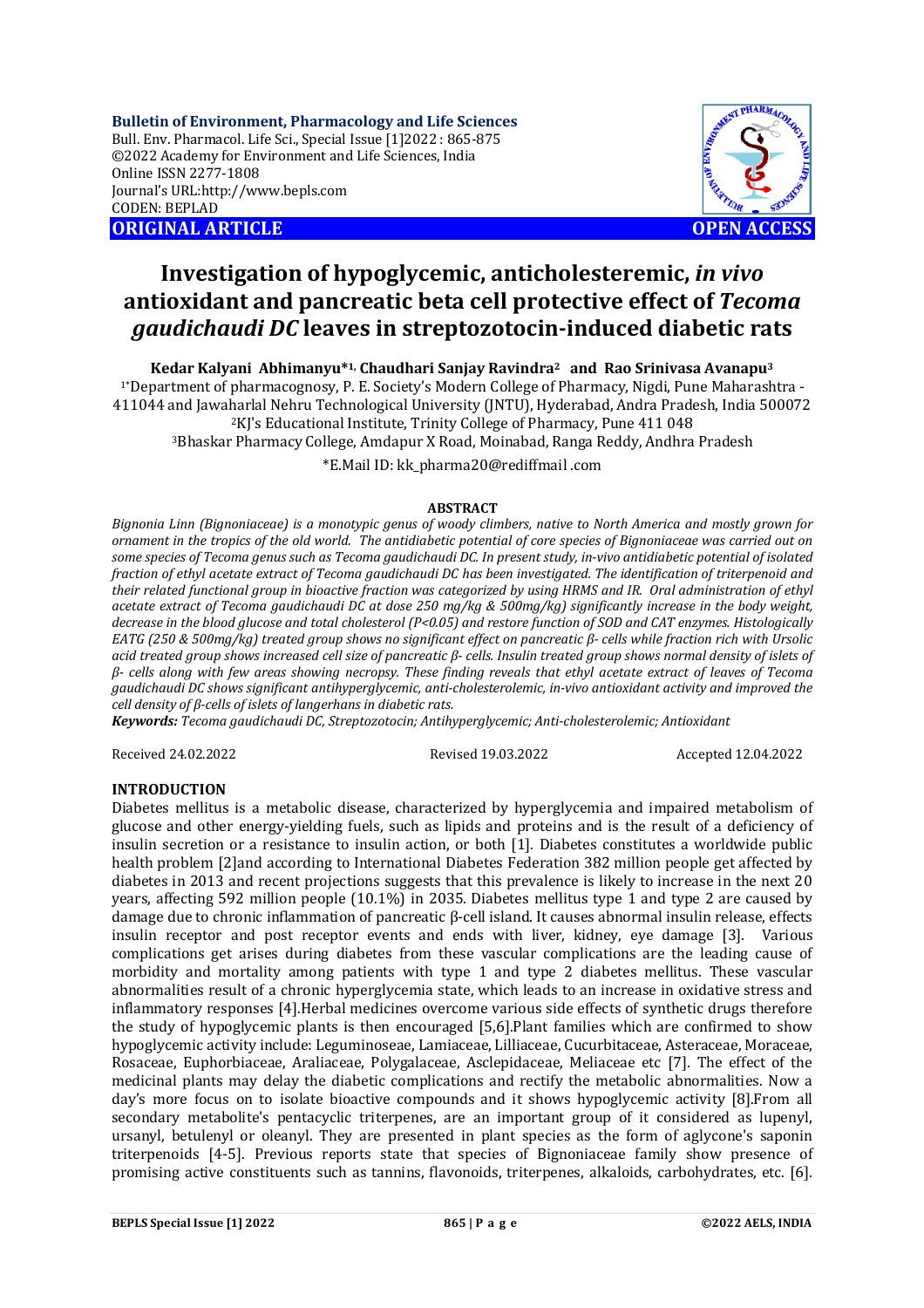**Bulletin of Environment, Pharmacology and Life Sciences**
Bull. Env. Pharmacol. Life Sci., Special Issue [1]2022 : 865-875
©2022 Academy for Environment and Life Sciences, India
Online ISSN 2277-1808
Journal's URL:http://www.bepls.com
CODEN: BEPLAD

**ORIGINAL ARTICLE** **OPEN ACCESS**

# Investigation of hypoglycemic, anticholesteremic, *in vivo* antioxidant and pancreatic beta cell protective effect of *Tecoma gaudichaudi DC* leaves in streptozotocin-induced diabetic rats

**Kedar Kalyani Abhimanyu*[1], Chaudhari Sanjay Ravindra[2] and Rao Srinivasa Avanapu[3]**

[1*]Department of pharmacognosy, P. E. Society's Modern College of Pharmacy, Nigdi, Pune Maharashtra - 411044 and Jawaharlal Nehru Technological University (JNTU), Hyderabad, Andra Pradesh, India 500072

[2]KJ's Educational Institute, Trinity College of Pharmacy, Pune 411 048

[3]Bhaskar Pharmacy College, Amdapur X Road, Moinabad, Ranga Reddy, Andhra Pradesh

*E.Mail ID: kk_pharma20@rediffmail .com

## ABSTRACT

*Bignonia Linn (Bignoniaceae) is a monotypic genus of woody climbers, native to North America and mostly grown for ornament in the tropics of the old world. The antidiabetic potential of core species of Bignoniaceae was carried out on some species of Tecoma genus such as Tecoma gaudichaudi DC. In present study, in-vivo antidiabetic potential of isolated fraction of ethyl acetate extract of Tecoma gaudichaudi DC has been investigated. The identification of triterpenoid and their related functional group in bioactive fraction was categorized by using HRMS and IR. Oral administration of ethyl acetate extract of Tecoma gaudichaudi DC at dose 250 mg/kg & 500mg/kg) significantly increase in the body weight, decrease in the blood glucose and total cholesterol (P<0.05) and restore function of SOD and CAT enzymes. Histologically EATG (250 & 500mg/kg) treated group shows no significant effect on pancreatic β- cells while fraction rich with Ursolic acid treated group shows increased cell size of pancreatic β- cells. Insulin treated group shows normal density of islets of β- cells along with few areas showing necropsy. These finding reveals that ethyl acetate extract of leaves of Tecoma gaudichaudi DC shows significant antihyperglycemic, anti-cholesterolemic, in-vivo antioxidant activity and improved the cell density of β-cells of islets of langerhans in diabetic rats.*

***Keywords:*** *Tecoma gaudichaudi DC, Streptozotocin; Antihyperglycemic; Anti-cholesterolemic; Antioxidant*

Received 24.02.2022 Revised 19.03.2022 Accepted 12.04.2022

## INTRODUCTION

Diabetes mellitus is a metabolic disease, characterized by hyperglycemia and impaired metabolism of glucose and other energy-yielding fuels, such as lipids and proteins and is the result of a deficiency of insulin secretion or a resistance to insulin action, or both [1]. Diabetes constitutes a worldwide public health problem [2]and according to International Diabetes Federation 382 million people get affected by diabetes in 2013 and recent projections suggests that this prevalence is likely to increase in the next 20 years, affecting 592 million people (10.1%) in 2035. Diabetes mellitus type 1 and type 2 are caused by damage due to chronic inflammation of pancreatic β-cell island. It causes abnormal insulin release, effects insulin receptor and post receptor events and ends with liver, kidney, eye damage [3]. Various complications get arises during diabetes from these vascular complications are the leading cause of morbidity and mortality among patients with type 1 and type 2 diabetes mellitus. These vascular abnormalities result of a chronic hyperglycemia state, which leads to an increase in oxidative stress and inflammatory responses [4].Herbal medicines overcome various side effects of synthetic drugs therefore the study of hypoglycemic plants is then encouraged [5,6].Plant families which are confirmed to show hypoglycemic activity include: Leguminoseae, Lamiaceae, Lilliaceae, Cucurbitaceae, Asteraceae, Moraceae, Rosaceae, Euphorbiaceae, Araliaceae, Polygalaceae, Asclepidaceae, Meliaceae etc [7]. The effect of the medicinal plants may delay the diabetic complications and rectify the metabolic abnormalities. Now a day's more focus on to isolate bioactive compounds and it shows hypoglycemic activity [8].From all secondary metabolite's pentacyclic triterpenes, are an important group of it considered as lupenyl, ursanyl, betulenyl or oleanyl. They are presented in plant species as the form of aglycone's saponin triterpenoids [4-5]. Previous reports state that species of Bignoniaceae family show presence of promising active constituents such as tannins, flavonoids, triterpenes, alkaloids, carbohydrates, etc. [6].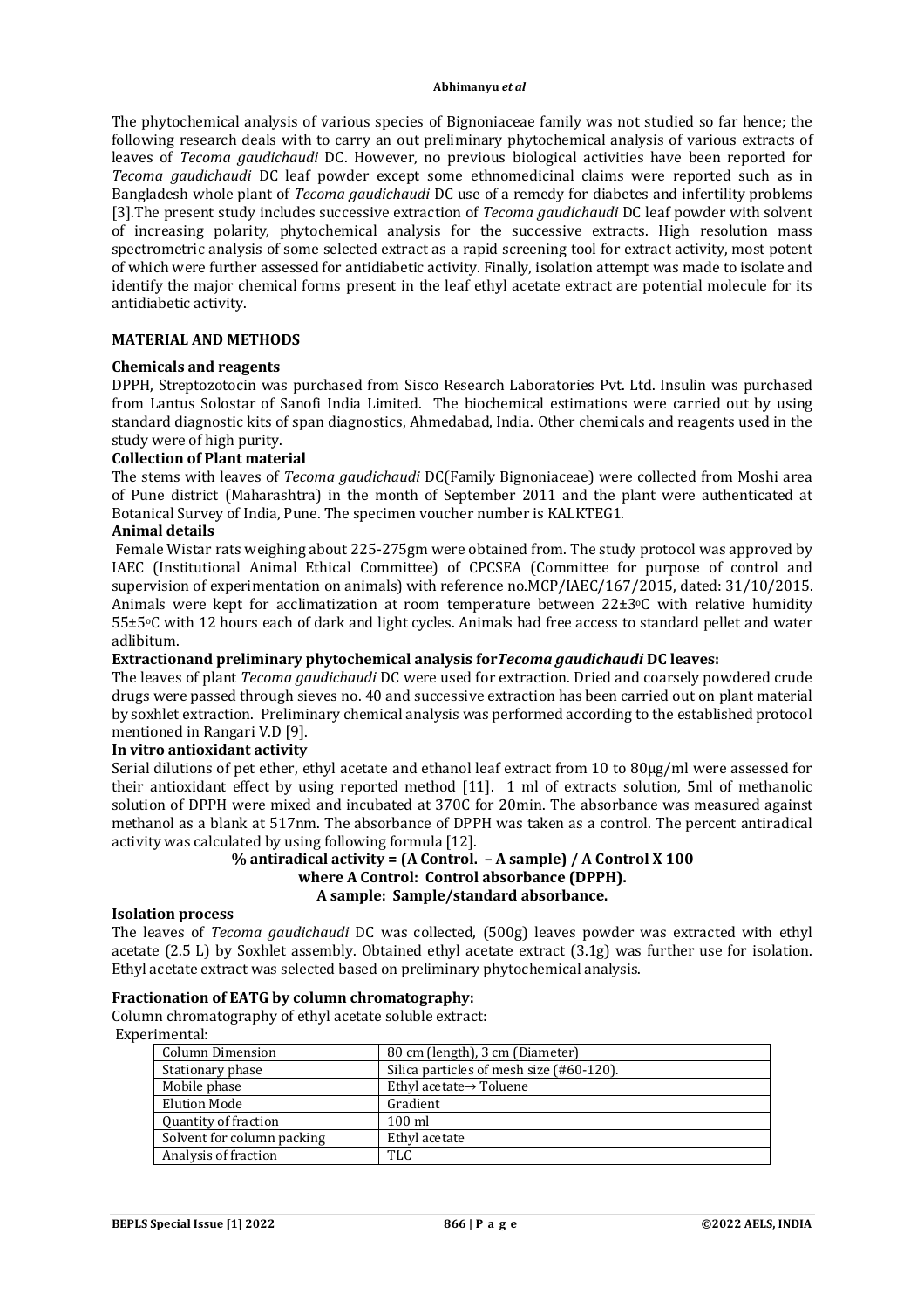The phytochemical analysis of various species of Bignoniaceae family was not studied so far hence; the following research deals with to carry an out preliminary phytochemical analysis of various extracts of leaves of *Tecoma gaudichaudi* DC. However, no previous biological activities have been reported for *Tecoma gaudichaudi* DC leaf powder except some ethnomedicinal claims were reported such as in Bangladesh whole plant of *Tecoma gaudichaudi* DC use of a remedy for diabetes and infertility problems [3].The present study includes successive extraction of *Tecoma gaudichaudi* DC leaf powder with solvent of increasing polarity, phytochemical analysis for the successive extracts. High resolution mass spectrometric analysis of some selected extract as a rapid screening tool for extract activity, most potent of which were further assessed for antidiabetic activity. Finally, isolation attempt was made to isolate and identify the major chemical forms present in the leaf ethyl acetate extract are potential molecule for its antidiabetic activity.

## MATERIAL AND METHODS

### Chemicals and reagents

DPPH, Streptozotocin was purchased from Sisco Research Laboratories Pvt. Ltd. Insulin was purchased from Lantus Solostar of Sanofi India Limited. The biochemical estimations were carried out by using standard diagnostic kits of span diagnostics, Ahmedabad, India. Other chemicals and reagents used in the study were of high purity.

### Collection of Plant material

The stems with leaves of *Tecoma gaudichaudi* DC(Family Bignoniaceae) were collected from Moshi area of Pune district (Maharashtra) in the month of September 2011 and the plant were authenticated at Botanical Survey of India, Pune. The specimen voucher number is KALKTEG1.

### Animal details

Female Wistar rats weighing about 225-275gm were obtained from. The study protocol was approved by IAEC (Institutional Animal Ethical Committee) of CPCSEA (Committee for purpose of control and supervision of experimentation on animals) with reference no.MCP/IAEC/167/2015, dated: 31/10/2015. Animals were kept for acclimatization at room temperature between 22±3$^{o}$C with relative humidity 55±5$^{o}$C with 12 hours each of dark and light cycles. Animals had free access to standard pellet and water adlibitum.

### Extractionand preliminary phytochemical analysis for*Tecoma gaudichaudi* DC leaves:

The leaves of plant *Tecoma gaudichaudi* DC were used for extraction. Dried and coarsely powdered crude drugs were passed through sieves no. 40 and successive extraction has been carried out on plant material by soxhlet extraction. Preliminary chemical analysis was performed according to the established protocol mentioned in Rangari V.D [9].

### In vitro antioxidant activity

Serial dilutions of pet ether, ethyl acetate and ethanol leaf extract from 10 to 80μg/ml were assessed for their antioxidant effect by using reported method [11]. 1 ml of extracts solution, 5ml of methanolic solution of DPPH were mixed and incubated at 370C for 20min. The absorbance was measured against methanol as a blank at 517nm. The absorbance of DPPH was taken as a control. The percent antiradical activity was calculated by using following formula [12].

**% antiradical activity = (A Control. – A sample) / A Control X 100**
**where A Control: Control absorbance (DPPH).**
**A sample: Sample/standard absorbance.**

### Isolation process

The leaves of *Tecoma gaudichaudi* DC was collected, (500g) leaves powder was extracted with ethyl acetate (2.5 L) by Soxhlet assembly. Obtained ethyl acetate extract (3.1g) was further use for isolation. Ethyl acetate extract was selected based on preliminary phytochemical analysis.

### Fractionation of EATG by column chromatography:

Column chromatography of ethyl acetate soluble extract:

Experimental:

| Column Dimension | 80 cm (length), 3 cm (Diameter) |
|---|---|
| Stationary phase | Silica particles of mesh size (#60-120). |
| Mobile phase | Ethyl acetate→ Toluene |
| Elution Mode | Gradient |
| Quantity of fraction | 100 ml |
| Solvent for column packing | Ethyl acetate |
| Analysis of fraction | TLC |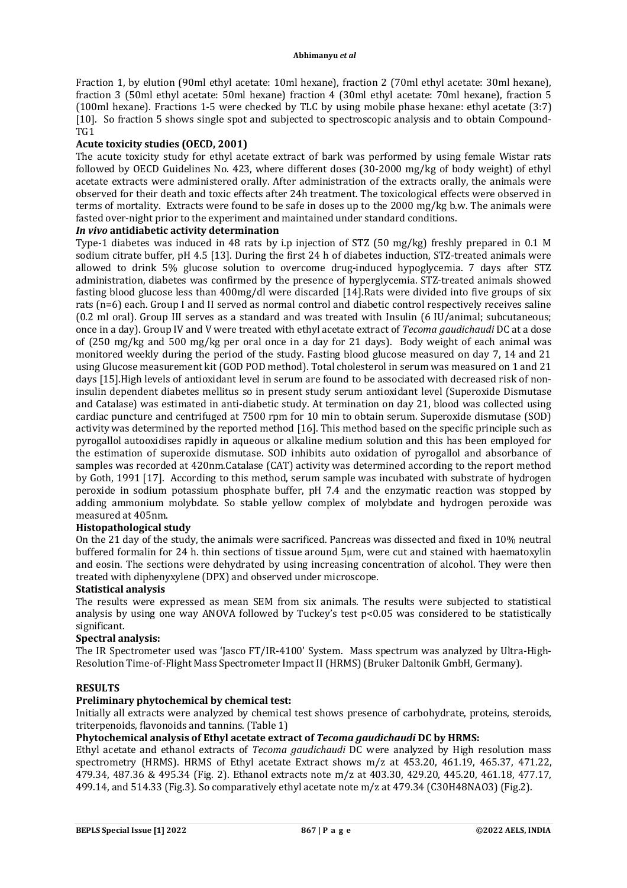Fraction 1, by elution (90ml ethyl acetate: 10ml hexane), fraction 2 (70ml ethyl acetate: 30ml hexane), fraction 3 (50ml ethyl acetate: 50ml hexane) fraction 4 (30ml ethyl acetate: 70ml hexane), fraction 5 (100ml hexane). Fractions 1-5 were checked by TLC by using mobile phase hexane: ethyl acetate (3:7) [10]. So fraction 5 shows single spot and subjected to spectroscopic analysis and to obtain Compound-TG1

### Acute toxicity studies (OECD, 2001)

The acute toxicity study for ethyl acetate extract of bark was performed by using female Wistar rats followed by OECD Guidelines No. 423, where different doses (30-2000 mg/kg of body weight) of ethyl acetate extracts were administered orally. After administration of the extracts orally, the animals were observed for their death and toxic effects after 24h treatment. The toxicological effects were observed in terms of mortality. Extracts were found to be safe in doses up to the 2000 mg/kg b.w. The animals were fasted over-night prior to the experiment and maintained under standard conditions.

### *In vivo* antidiabetic activity determination

Type-1 diabetes was induced in 48 rats by i.p injection of STZ (50 mg/kg) freshly prepared in 0.1 M sodium citrate buffer, pH 4.5 [13]. During the first 24 h of diabetes induction, STZ-treated animals were allowed to drink 5% glucose solution to overcome drug-induced hypoglycemia. 7 days after STZ administration, diabetes was confirmed by the presence of hyperglycemia. STZ-treated animals showed fasting blood glucose less than 400mg/dl were discarded [14].Rats were divided into five groups of six rats (n=6) each. Group I and II served as normal control and diabetic control respectively receives saline (0.2 ml oral). Group III serves as a standard and was treated with Insulin (6 IU/animal; subcutaneous; once in a day). Group IV and V were treated with ethyl acetate extract of *Tecoma gaudichaudi* DC at a dose of (250 mg/kg and 500 mg/kg per oral once in a day for 21 days). Body weight of each animal was monitored weekly during the period of the study. Fasting blood glucose measured on day 7, 14 and 21 using Glucose measurement kit (GOD POD method). Total cholesterol in serum was measured on 1 and 21 days [15].High levels of antioxidant level in serum are found to be associated with decreased risk of non-insulin dependent diabetes mellitus so in present study serum antioxidant level (Superoxide Dismutase and Catalase) was estimated in anti-diabetic study. At termination on day 21, blood was collected using cardiac puncture and centrifuged at 7500 rpm for 10 min to obtain serum. Superoxide dismutase (SOD) activity was determined by the reported method [16]. This method based on the specific principle such as pyrogallol autooxidises rapidly in aqueous or alkaline medium solution and this has been employed for the estimation of superoxide dismutase. SOD inhibits auto oxidation of pyrogallol and absorbance of samples was recorded at 420nm.Catalase (CAT) activity was determined according to the report method by Goth, 1991 [17]. According to this method, serum sample was incubated with substrate of hydrogen peroxide in sodium potassium phosphate buffer, pH 7.4 and the enzymatic reaction was stopped by adding ammonium molybdate. So stable yellow complex of molybdate and hydrogen peroxide was measured at 405nm.

### Histopathological study

On the 21 day of the study, the animals were sacrificed. Pancreas was dissected and fixed in 10% neutral buffered formalin for 24 h. thin sections of tissue around 5μm, were cut and stained with haematoxylin and eosin. The sections were dehydrated by using increasing concentration of alcohol. They were then treated with diphenyxylene (DPX) and observed under microscope.

### Statistical analysis

The results were expressed as mean SEM from six animals. The results were subjected to statistical analysis by using one way ANOVA followed by Tuckey's test $p<0.05$ was considered to be statistically significant.

### Spectral analysis:

The IR Spectrometer used was 'Jasco FT/IR-4100' System. Mass spectrum was analyzed by Ultra-High-Resolution Time-of-Flight Mass Spectrometer Impact II (HRMS) (Bruker Daltonik GmbH, Germany).

## RESULTS

### Preliminary phytochemical by chemical test:

Initially all extracts were analyzed by chemical test shows presence of carbohydrate, proteins, steroids, triterpenoids, flavonoids and tannins. (Table 1)

### Phytochemical analysis of Ethyl acetate extract of *Tecoma gaudichaudi* DC by HRMS:

Ethyl acetate and ethanol extracts of *Tecoma gaudichaudi* DC were analyzed by High resolution mass spectrometry (HRMS). HRMS of Ethyl acetate Extract shows m/z at 453.20, 461.19, 465.37, 471.22, 479.34, 487.36 & 495.34 (Fig. 2). Ethanol extracts note m/z at 403.30, 429.20, 445.20, 461.18, 477.17, 499.14, and 514.33 (Fig.3). So comparatively ethyl acetate note m/z at 479.34 ($C_{30}H_{48}NAO_3$) (Fig.2).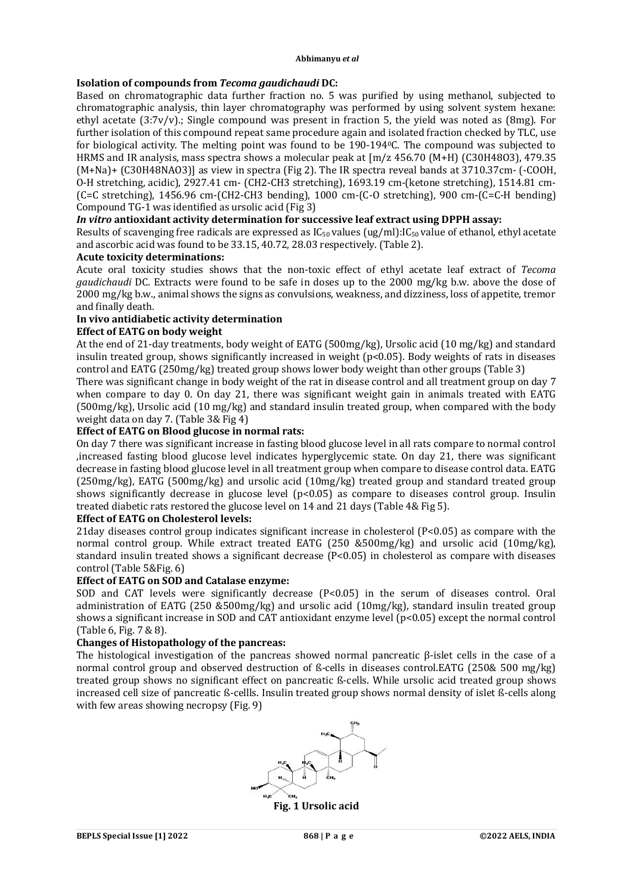**Isolation of compounds from *Tecoma gaudichaudi* DC:**

Based on chromatographic data further fraction no. 5 was purified by using methanol, subjected to chromatographic analysis, thin layer chromatography was performed by using solvent system hexane: ethyl acetate (3:7v/v).; Single compound was present in fraction 5, the yield was noted as (8mg). For further isolation of this compound repeat same procedure again and isolated fraction checked by TLC, use for biological activity. The melting point was found to be 190-194$^0$C. The compound was subjected to HRMS and IR analysis, mass spectra shows a molecular peak at [m/z 456.70 (M+H) ($C_{30}H_{48}O_3$), 479.35 $(M+Na)^+$ ($C_{30}H_{48}NaO_3$)] as view in spectra (Fig 2). The IR spectra reveal bands at 3710.37cm- (-COOH, O-H stretching, acidic), 2927.41 cm- ($CH_2$-$CH_3$ stretching), 1693.19 cm-(ketone stretching), 1514.81 cm-(C=C stretching), 1456.96 cm-($CH_2$-$CH_3$ bending), 1000 cm-(C-O stretching), 900 cm-(C=C-H bending) Compound TG-1 was identified as ursolic acid (Fig 3)

***In vitro* antioxidant activity determination for successive leaf extract using DPPH assay:**

Results of scavenging free radicals are expressed as $IC_{50}$ values (ug/ml):$IC_{50}$ value of ethanol, ethyl acetate and ascorbic acid was found to be 33.15, 40.72, 28.03 respectively. (Table 2).

**Acute toxicity determinations:**

Acute oral toxicity studies shows that the non-toxic effect of ethyl acetate leaf extract of *Tecoma gaudichaudi* DC. Extracts were found to be safe in doses up to the 2000 mg/kg b.w. above the dose of 2000 mg/kg b.w., animal shows the signs as convulsions, weakness, and dizziness, loss of appetite, tremor and finally death.

**In vivo antidiabetic activity determination**

**Effect of EATG on body weight**

At the end of 21-day treatments, body weight of EATG (500mg/kg), Ursolic acid (10 mg/kg) and standard insulin treated group, shows significantly increased in weight ($p<0.05$). Body weights of rats in diseases control and EATG (250mg/kg) treated group shows lower body weight than other groups (Table 3)

There was significant change in body weight of the rat in disease control and all treatment group on day 7 when compare to day 0. On day 21, there was significant weight gain in animals treated with EATG (500mg/kg), Ursolic acid (10 mg/kg) and standard insulin treated group, when compared with the body weight data on day 7. (Table 3& Fig 4)

**Effect of EATG on Blood glucose in normal rats:**

On day 7 there was significant increase in fasting blood glucose level in all rats compare to normal control ,increased fasting blood glucose level indicates hyperglycemic state. On day 21, there was significant decrease in fasting blood glucose level in all treatment group when compare to disease control data. EATG (250mg/kg), EATG (500mg/kg) and ursolic acid (10mg/kg) treated group and standard treated group shows significantly decrease in glucose level ($p<0.05$) as compare to diseases control group. Insulin treated diabetic rats restored the glucose level on 14 and 21 days (Table 4& Fig 5).

**Effect of EATG on Cholesterol levels:**

21day diseases control group indicates significant increase in cholesterol ($P<0.05$) as compare with the normal control group. While extract treated EATG (250 &500mg/kg) and ursolic acid (10mg/kg), standard insulin treated shows a significant decrease ($P<0.05$) in cholesterol as compare with diseases control (Table 5&Fig. 6)

**Effect of EATG on SOD and Catalase enzyme:**

SOD and CAT levels were significantly decrease ($P<0.05$) in the serum of diseases control. Oral administration of EATG (250 &500mg/kg) and ursolic acid (10mg/kg), standard insulin treated group shows a significant increase in SOD and CAT antioxidant enzyme level ($p<0.05$) except the normal control (Table 6, Fig. 7 & 8).

**Changes of Histopathology of the pancreas:**

The histological investigation of the pancreas showed normal pancreatic β-islet cells in the case of a normal control group and observed destruction of ß-cells in diseases control.EATG (250& 500 mg/kg) treated group shows no significant effect on pancreatic ß-cells. While ursolic acid treated group shows increased cell size of pancreatic ß-cellls. Insulin treated group shows normal density of islet ß-cells along with few areas showing necropsy (Fig. 9)

**Fig. 1 Ursolic acid**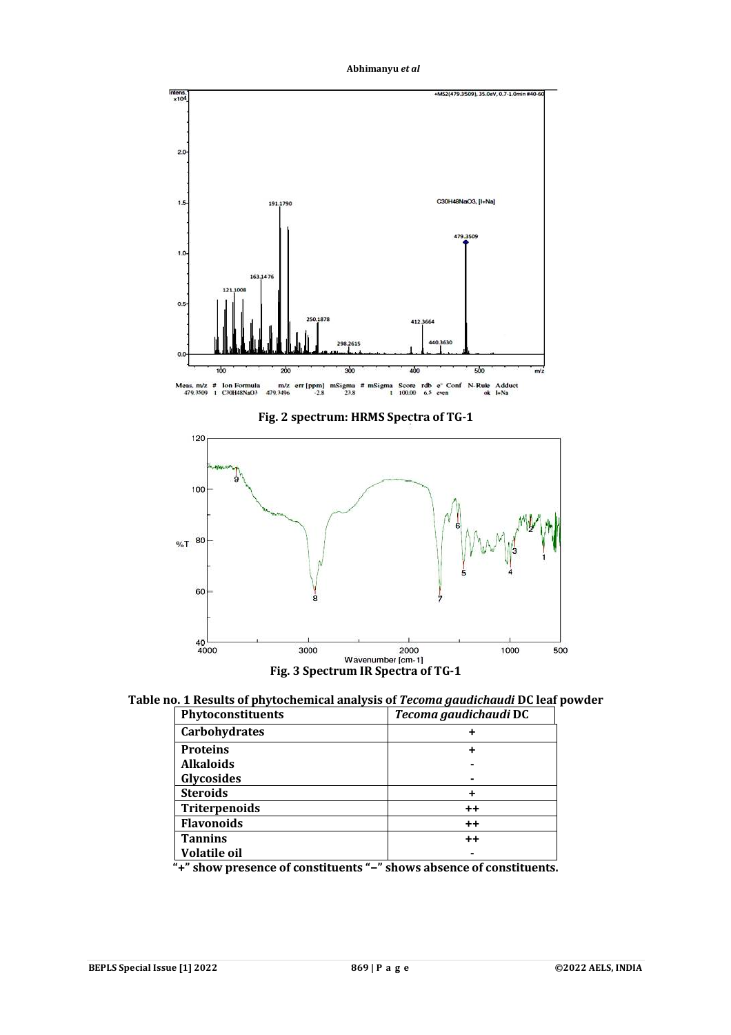Meas. m/z # Ion Formula m/z err [ppm] mSigma # mSigma Score rdb e⁻ Conf N-Rule Adduct
479.3509 1 C30H48NaO3 479.3496 -2.8 23.8 1 100.00 6.5 even ok I+Na

**Fig. 2 spectrum: HRMS Spectra of TG-1**

**Fig. 3 Spectrum IR Spectra of TG-1**

**Table no. 1 Results of phytochemical analysis of *Tecoma gaudichaudi* DC leaf powder**

| Phytoconstituents | *Tecoma gaudichaudi* DC |
|---|---|
| Carbohydrates | + |
| Proteins | + |
| Alkaloids | - |
| Glycosides | - |
| Steroids | + |
| Triterpenoids | ++ |
| Flavonoids | ++ |
| Tannins | ++ |
| Volatile oil | - |

"+" show presence of constituents "–" shows absence of constituents.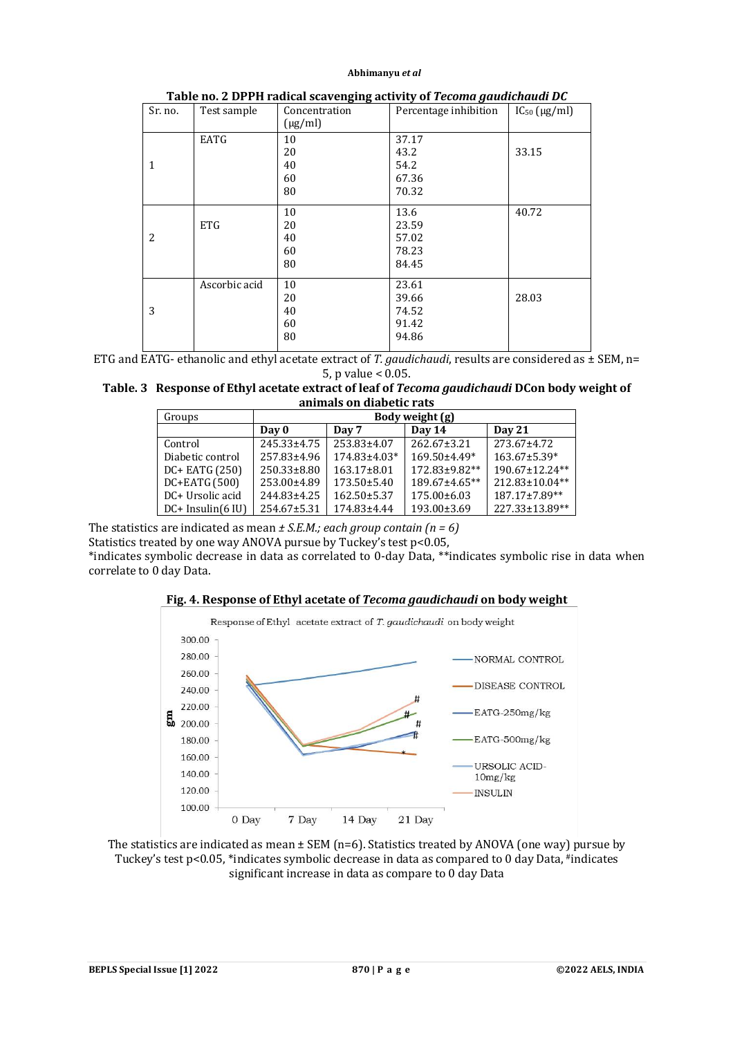**Table no. 2 DPPH radical scavenging activity of *Tecoma gaudichaudi DC***

| Sr. no. | Test sample | Concentration (µg/ml) | Percentage inhibition | $IC_{50}$ (µg/ml) |
|---|---|---|---|---|
| 1 | EATG | 10<br>20<br>40<br>60<br>80 | 37.17<br>43.2<br>54.2<br>67.36<br>70.32 | 33.15 |
| 2 | ETG | 10<br>20<br>40<br>60<br>80 | 13.6<br>23.59<br>57.02<br>78.23<br>84.45 | 40.72 |
| 3 | Ascorbic acid | 10<br>20<br>40<br>60<br>80 | 23.61<br>39.66<br>74.52<br>91.42<br>94.86 | 28.03 |

ETG and EATG- ethanolic and ethyl acetate extract of *T. gaudichaudi*, results are considered as ± SEM, n= 5, p value < 0.05.

**Table. 3 Response of Ethyl acetate extract of leaf of *Tecoma gaudichaudi* DCon body weight of animals on diabetic rats**

| Groups | Body weight (g) | | | |
|---|---|---|---|---|
| | **Day 0** | **Day 7** | **Day 14** | **Day 21** |
| Control | 245.33±4.75 | 253.83±4.07 | 262.67±3.21 | 273.67±4.72 |
| Diabetic control | 257.83±4.96 | 174.83±4.03* | 169.50±4.49* | 163.67±5.39* |
| DC+ EATG (250) | 250.33±8.80 | 163.17±8.01 | 172.83±9.82** | 190.67±12.24** |
| DC+EATG (500) | 253.00±4.89 | 173.50±5.40 | 189.67±4.65** | 212.83±10.04** |
| DC+ Ursolic acid | 244.83±4.25 | 162.50±5.37 | 175.00±6.03 | 187.17±7.89** |
| DC+ Insulin(6 IU) | 254.67±5.31 | 174.83±4.44 | 193.00±3.69 | 227.33±13.89** |

The statistics are indicated as mean *± S.E.M.; each group contain (n = 6)*
Statistics treated by one way ANOVA pursue by Tuckey's test p<0.05,
*indicates symbolic decrease in data as correlated to 0-day Data, **indicates symbolic rise in data when correlate to 0 day Data.

**Fig. 4. Response of Ethyl acetate of *Tecoma gaudichaudi* on body weight**

The statistics are indicated as mean ± SEM (n=6). Statistics treated by ANOVA (one way) pursue by Tuckey's test p<0.05, *indicates symbolic decrease in data as compared to 0 day Data, #indicates significant increase in data as compare to 0 day Data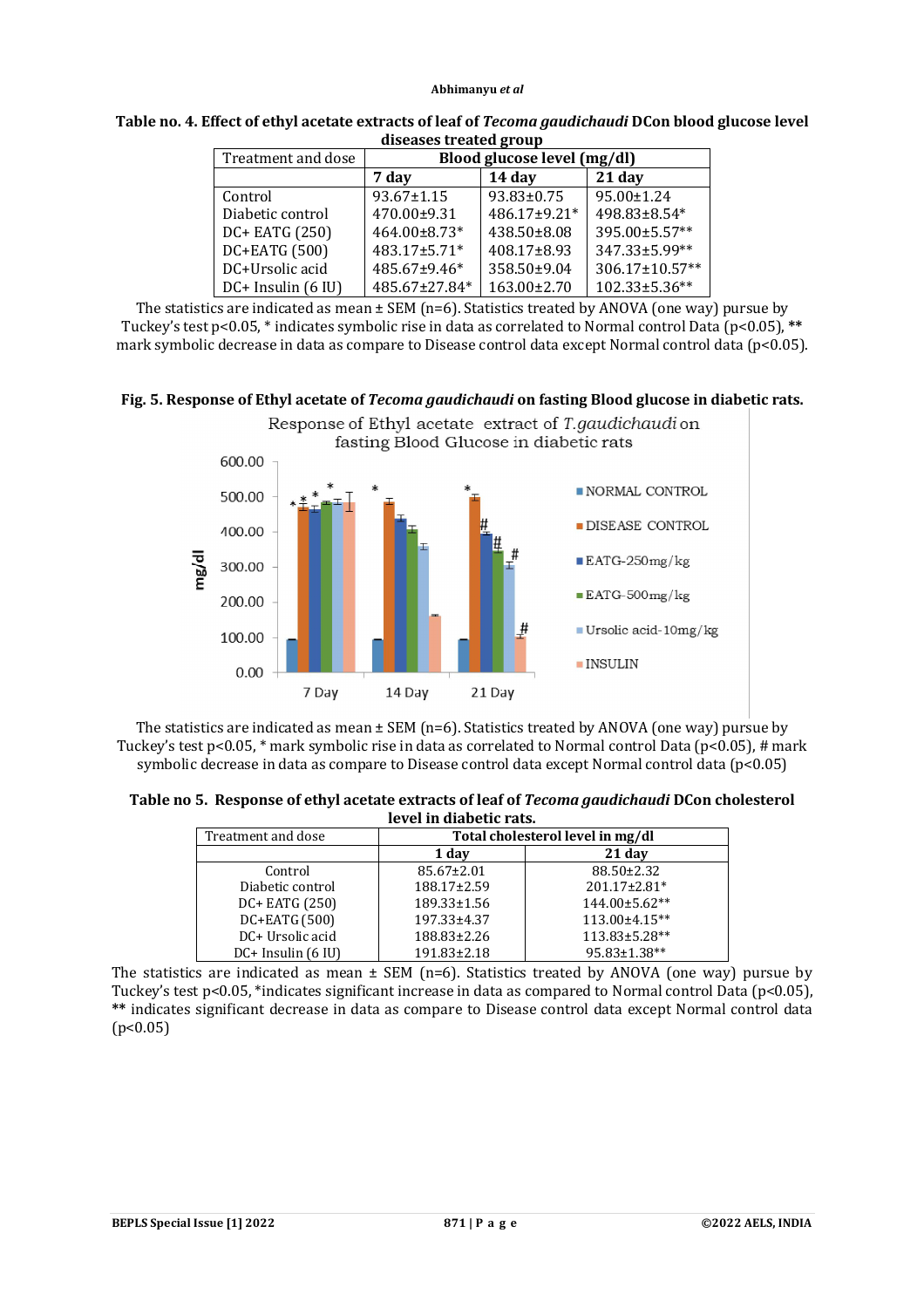**Table no. 4. Effect of ethyl acetate extracts of leaf of *Tecoma gaudichaudi* DCon blood glucose level diseases treated group**

| Treatment and dose | Blood glucose level (mg/dl) | | |
|---|---|---|---|
| | 7 day | 14 day | 21 day |
| Control | 93.67±1.15 | 93.83±0.75 | 95.00±1.24 |
| Diabetic control | 470.00±9.31 | 486.17±9.21* | 498.83±8.54* |
| DC+ EATG (250) | 464.00±8.73* | 438.50±8.08 | 395.00±5.57** |
| DC+EATG (500) | 483.17±5.71* | 408.17±8.93 | 347.33±5.99** |
| DC+Ursolic acid | 485.67±9.46* | 358.50±9.04 | 306.17±10.57** |
| DC+ Insulin (6 IU) | 485.67±27.84* | 163.00±2.70 | 102.33±5.36** |

The statistics are indicated as mean ± SEM (n=6). Statistics treated by ANOVA (one way) pursue by Tuckey's test p<0.05, * indicates symbolic rise in data as correlated to Normal control Data (p<0.05), ** mark symbolic decrease in data as compare to Disease control data except Normal control data (p<0.05).

**Fig. 5. Response of Ethyl acetate of *Tecoma gaudichaudi* on fasting Blood glucose in diabetic rats.**

The statistics are indicated as mean ± SEM (n=6). Statistics treated by ANOVA (one way) pursue by Tuckey's test p<0.05, * mark symbolic rise in data as correlated to Normal control Data (p<0.05), # mark symbolic decrease in data as compare to Disease control data except Normal control data (p<0.05)

**Table no 5. Response of ethyl acetate extracts of leaf of *Tecoma gaudichaudi* DCon cholesterol level in diabetic rats.**

| Treatment and dose | Total cholesterol level in mg/dl | |
|---|---|---|
| | 1 day | 21 day |
| Control | 85.67±2.01 | 88.50±2.32 |
| Diabetic control | 188.17±2.59 | 201.17±2.81* |
| DC+ EATG (250) | 189.33±1.56 | 144.00±5.62** |
| DC+EATG (500) | 197.33±4.37 | 113.00±4.15** |
| DC+ Ursolic acid | 188.83±2.26 | 113.83±5.28** |
| DC+ Insulin (6 IU) | 191.83±2.18 | 95.83±1.38** |

The statistics are indicated as mean ± SEM (n=6). Statistics treated by ANOVA (one way) pursue by Tuckey's test p<0.05, *indicates significant increase in data as compared to Normal control Data (p<0.05), ** indicates significant decrease in data as compare to Disease control data except Normal control data (p<0.05)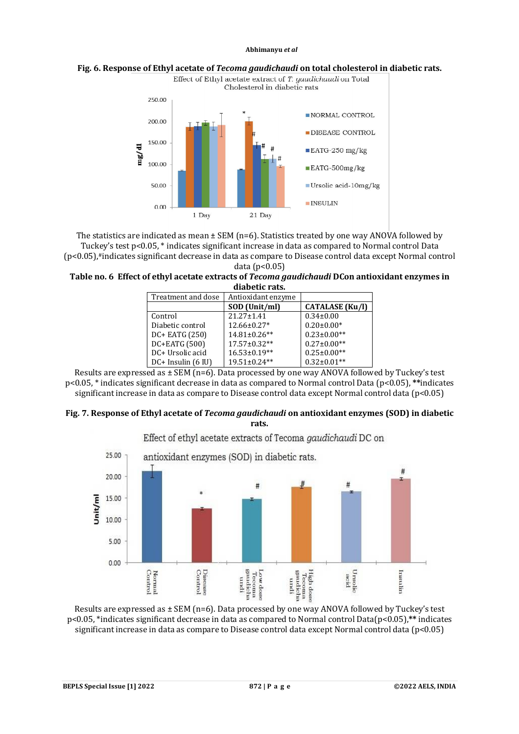**Fig. 6. Response of Ethyl acetate of *Tecoma gaudichaudi* on total cholesterol in diabetic rats.**

The statistics are indicated as mean ± SEM (n=6). Statistics treated by one way ANOVA followed by Tuckey's test $p<0.05$, * indicates significant increase in data as compared to Normal control Data ($p<0.05$),#indicates significant decrease in data as compare to Disease control data except Normal control data ($p<0.05$)

**Table no. 6 Effect of ethyl acetate extracts of *Tecoma gaudichaudi* DCon antioxidant enzymes in diabetic rats.**

| Treatment and dose | Antioxidant enzyme | |
|---|---|---|
| | **SOD (Unit/ml)** | **CATALASE (Ku/l)** |
| Control | 21.27±1.41 | 0.34±0.00 |
| Diabetic control | 12.66±0.27* | 0.20±0.00* |
| DC+ EATG (250) | 14.81±0.26** | 0.23±0.00** |
| DC+EATG (500) | 17.57±0.32** | 0.27±0.00** |
| DC+ Ursolic acid | 16.53±0.19** | 0.25±0.00** |
| DC+ Insulin (6 IU) | 19.51±0.24** | 0.32±0.01** |

Results are expressed as ± SEM (n=6). Data processed by one way ANOVA followed by Tuckey's test $p<0.05$, * indicates significant decrease in data as compared to Normal control Data ($p<0.05$), **indicates significant increase in data as compare to Disease control data except Normal control data ($p<0.05$)

**Fig. 7. Response of Ethyl acetate of *Tecoma gaudichaudi* on antioxidant enzymes (SOD) in diabetic rats.**

Results are expressed as ± SEM (n=6). Data processed by one way ANOVA followed by Tuckey's test $p<0.05$, *indicates significant decrease in data as compared to Normal control Data($p<0.05$),** indicates significant increase in data as compare to Disease control data except Normal control data ($p<0.05$)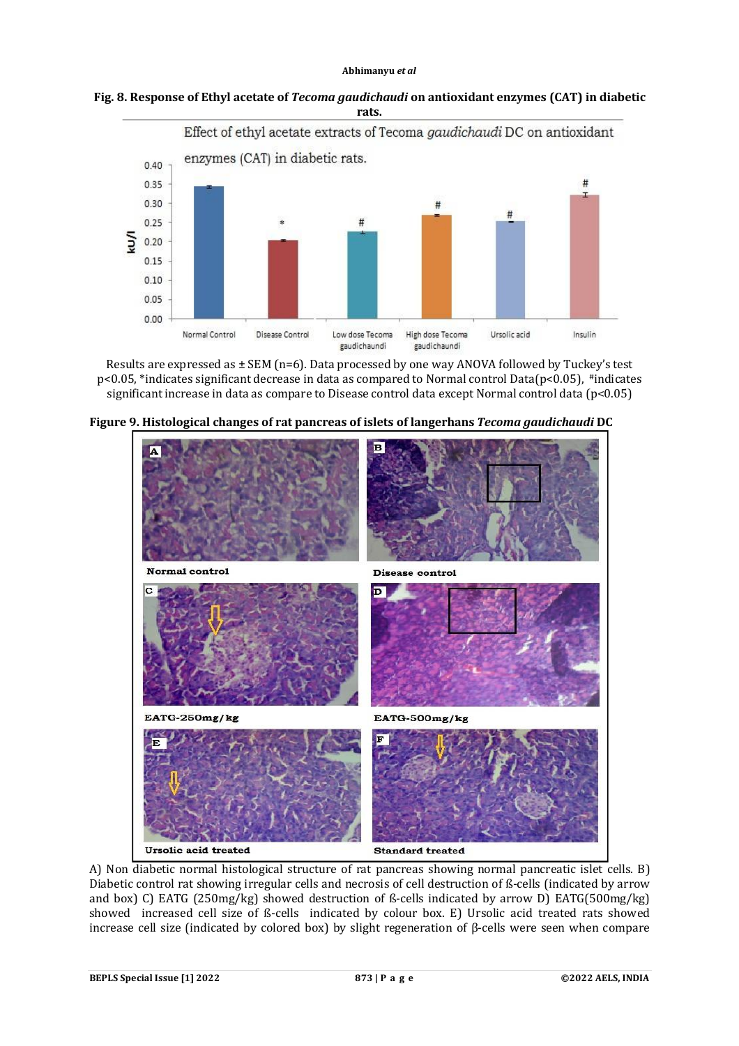**Fig. 8. Response of Ethyl acetate of *Tecoma gaudichaudi* on antioxidant enzymes (CAT) in diabetic rats.**

Results are expressed as ± SEM (n=6). Data processed by one way ANOVA followed by Tuckey's test $p<0.05$, *indicates significant decrease in data as compared to Normal control Data($p<0.05$), #indicates significant increase in data as compare to Disease control data except Normal control data ($p<0.05$)

**Figure 9. Histological changes of rat pancreas of islets of langerhans *Tecoma gaudichaudi* DC**

A) Non diabetic normal histological structure of rat pancreas showing normal pancreatic islet cells. B) Diabetic control rat showing irregular cells and necrosis of cell destruction of ß-cells (indicated by arrow and box) C) EATG (250mg/kg) showed destruction of ß-cells indicated by arrow D) EATG(500mg/kg) showed increased cell size of ß-cells indicated by colour box. E) Ursolic acid treated rats showed increase cell size (indicated by colored box) by slight regeneration of β-cells were seen when compare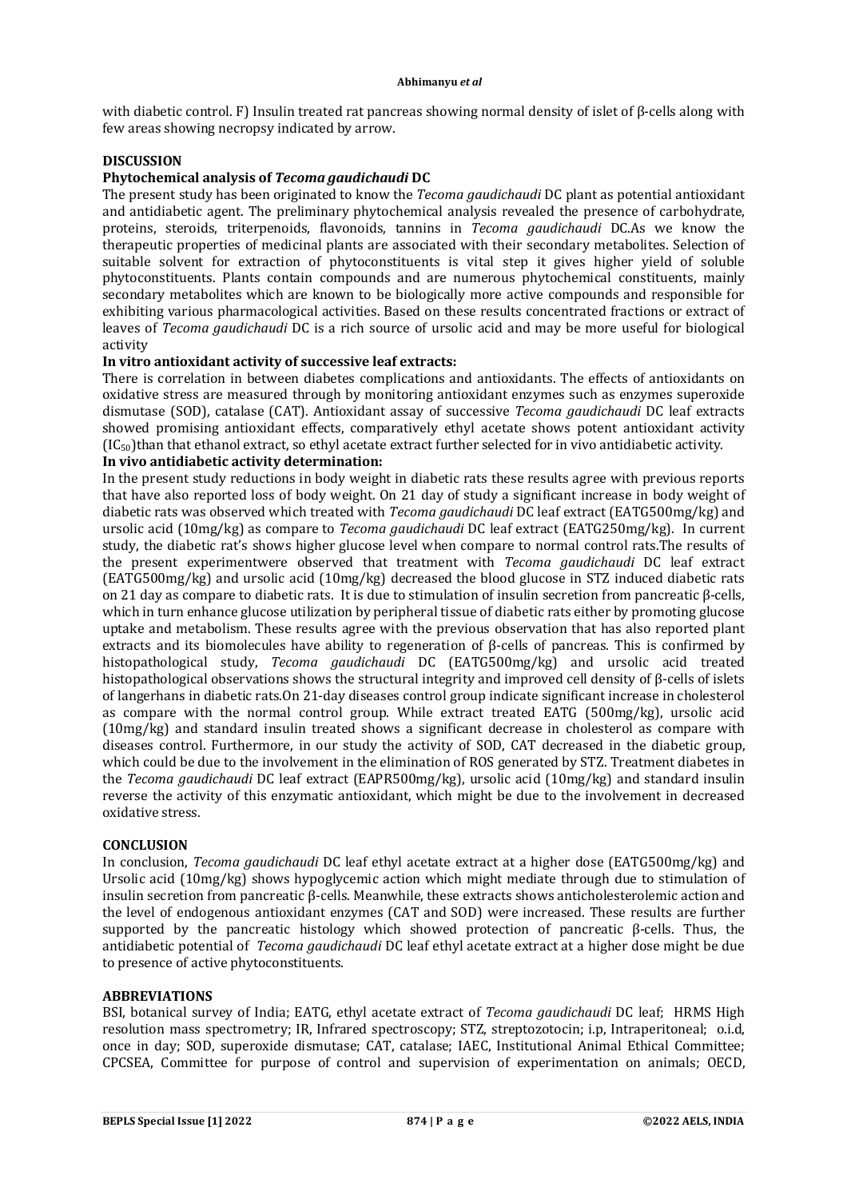with diabetic control. F) Insulin treated rat pancreas showing normal density of islet of β-cells along with few areas showing necropsy indicated by arrow.

## DISCUSSION

### Phytochemical analysis of *Tecoma gaudichaudi* DC

The present study has been originated to know the *Tecoma gaudichaudi* DC plant as potential antioxidant and antidiabetic agent. The preliminary phytochemical analysis revealed the presence of carbohydrate, proteins, steroids, triterpenoids, flavonoids, tannins in *Tecoma gaudichaudi* DC.As we know the therapeutic properties of medicinal plants are associated with their secondary metabolites. Selection of suitable solvent for extraction of phytoconstituents is vital step it gives higher yield of soluble phytoconstituents. Plants contain compounds and are numerous phytochemical constituents, mainly secondary metabolites which are known to be biologically more active compounds and responsible for exhibiting various pharmacological activities. Based on these results concentrated fractions or extract of leaves of *Tecoma gaudichaudi* DC is a rich source of ursolic acid and may be more useful for biological activity

### In vitro antioxidant activity of successive leaf extracts:

There is correlation in between diabetes complications and antioxidants. The effects of antioxidants on oxidative stress are measured through by monitoring antioxidant enzymes such as enzymes superoxide dismutase (SOD), catalase (CAT). Antioxidant assay of successive *Tecoma gaudichaudi* DC leaf extracts showed promising antioxidant effects, comparatively ethyl acetate shows potent antioxidant activity ($IC_{50}$)than that ethanol extract, so ethyl acetate extract further selected for in vivo antidiabetic activity.

### In vivo antidiabetic activity determination:

In the present study reductions in body weight in diabetic rats these results agree with previous reports that have also reported loss of body weight. On 21 day of study a significant increase in body weight of diabetic rats was observed which treated with *Tecoma gaudichaudi* DC leaf extract (EATG500mg/kg) and ursolic acid (10mg/kg) as compare to *Tecoma gaudichaudi* DC leaf extract (EATG250mg/kg). In current study, the diabetic rat's shows higher glucose level when compare to normal control rats.The results of the present experimentwere observed that treatment with *Tecoma gaudichaudi* DC leaf extract (EATG500mg/kg) and ursolic acid (10mg/kg) decreased the blood glucose in STZ induced diabetic rats on 21 day as compare to diabetic rats. It is due to stimulation of insulin secretion from pancreatic β-cells, which in turn enhance glucose utilization by peripheral tissue of diabetic rats either by promoting glucose uptake and metabolism. These results agree with the previous observation that has also reported plant extracts and its biomolecules have ability to regeneration of β-cells of pancreas. This is confirmed by histopathological study, *Tecoma gaudichaudi* DC (EATG500mg/kg) and ursolic acid treated histopathological observations shows the structural integrity and improved cell density of β-cells of islets of langerhans in diabetic rats.On 21-day diseases control group indicate significant increase in cholesterol as compare with the normal control group. While extract treated EATG (500mg/kg), ursolic acid (10mg/kg) and standard insulin treated shows a significant decrease in cholesterol as compare with diseases control. Furthermore, in our study the activity of SOD, CAT decreased in the diabetic group, which could be due to the involvement in the elimination of ROS generated by STZ. Treatment diabetes in the *Tecoma gaudichaudi* DC leaf extract (EAPR500mg/kg), ursolic acid (10mg/kg) and standard insulin reverse the activity of this enzymatic antioxidant, which might be due to the involvement in decreased oxidative stress.

## CONCLUSION

In conclusion, *Tecoma gaudichaudi* DC leaf ethyl acetate extract at a higher dose (EATG500mg/kg) and Ursolic acid (10mg/kg) shows hypoglycemic action which might mediate through due to stimulation of insulin secretion from pancreatic β-cells. Meanwhile, these extracts shows anticholesterolemic action and the level of endogenous antioxidant enzymes (CAT and SOD) were increased. These results are further supported by the pancreatic histology which showed protection of pancreatic β-cells. Thus, the antidiabetic potential of *Tecoma gaudichaudi* DC leaf ethyl acetate extract at a higher dose might be due to presence of active phytoconstituents.

## ABBREVIATIONS

BSI, botanical survey of India; EATG, ethyl acetate extract of *Tecoma gaudichaudi* DC leaf; HRMS High resolution mass spectrometry; IR, Infrared spectroscopy; STZ, streptozotocin; i.p, Intraperitoneal; o.i.d, once in day; SOD, superoxide dismutase; CAT, catalase; IAEC, Institutional Animal Ethical Committee; CPCSEA, Committee for purpose of control and supervision of experimentation on animals; OECD,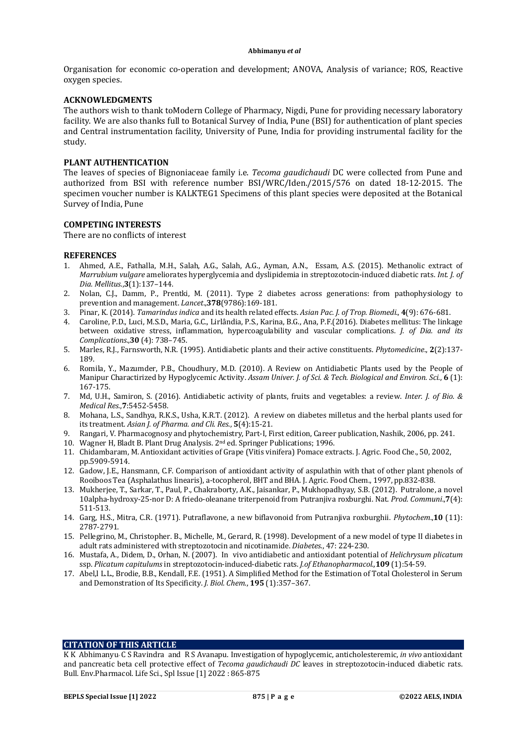Organisation for economic co-operation and development; ANOVA, Analysis of variance; ROS, Reactive oxygen species.

## ACKNOWLEDGMENTS

The authors wish to thank toModern College of Pharmacy, Nigdi, Pune for providing necessary laboratory facility. We are also thanks full to Botanical Survey of India, Pune (BSI) for authentication of plant species and Central instrumentation facility, University of Pune, India for providing instrumental facility for the study.

## PLANT AUTHENTICATION

The leaves of species of Bignoniaceae family i.e. *Tecoma gaudichaudi* DC were collected from Pune and authorized from BSI with reference number BSI/WRC/Iden./2015/576 on dated 18-12-2015. The specimen voucher number is KALKTEG1 Specimens of this plant species were deposited at the Botanical Survey of India, Pune

## COMPETING INTERESTS

There are no conflicts of interest

## REFERENCES

1. Ahmed, A.E., Fathalla, M.H., Salah, A.G., Salah, A.G., Ayman, A.N., Essam, A.S. (2015). Methanolic extract of *Marrubium vulgare* ameliorates hyperglycemia and dyslipidemia in streptozotocin-induced diabetic rats. *Int. J. of Dia. Mellitus.*,**3**(1):137–144.
2. Nolan, C.J., Damm, P., Prentki, M. (2011). Type 2 diabetes across generations: from pathophysiology to prevention and management. *Lancet*.,**378**(9786):169-181.
3. Pinar, K. (2014). *Tamarindus indica* and its health related effects. *Asian Pac. J. of Trop. Biomedi*., **4**(9): 676-681.
4. Caroline, P.D., Luci, M.S.D., Maria, G.C., Lirlândia, P.S., Karina, B.G., Ana, P.F.(2016). Diabetes mellitus: The linkage between oxidative stress, inflammation, hypercoagulability and vascular complications. *J. of Dia. and its Complications*.,**30** (4): 738–745.
5. Marles, R.J., Farnsworth, N.R. (1995). Antidiabetic plants and their active constituents. *Phytomedicine*., **2**(2):137-189.
6. Romila, Y., Mazumder, P.B., Choudhury, M.D. (2010). A Review on Antidiabetic Plants used by the People of Manipur Charactirized by Hypoglycemic Activity. *Assam Univer. J. of Sci. & Tech. Biological and Environ. Sci.*, **6** (1): 167-175.
7. Md, U.H., Samiron, S. (2016). Antidiabetic activity of plants, fruits and vegetables: a review. *Inter. J. of Bio. & Medical Res.*,**7**:5452-5458.
8. Mohana, L.S., Sandhya, R.K.S., Usha, K.R.T. (2012). A review on diabetes milletus and the herbal plants used for its treatment. *Asian J. of Pharma. and Cli. Res.*, **5**(4):15-21.
9. Rangari, V. Pharmacognosy and phytochemistry, Part-I, First edition, Career publication, Nashik, 2006, pp. 241.
10. Wagner H, Bladt B. Plant Drug Analysis. 2nd ed. Springer Publications; 1996.
11. Chidambaram, M. Antioxidant activities of Grape (Vitis vinifera) Pomace extracts. J. Agric. Food Che., 50, 2002, pp.5909-5914.
12. Gadow, J.E., Hansmann, C.F. Comparison of antioxidant activity of aspulathin with that of other plant phenols of Rooiboos Tea (Asphalathus linearis), a-tocopherol, BHT and BHA. J. Agric. Food Chem., 1997, pp.832-838.
13. Mukherjee, T., Sarkar, T., Paul, P., Chakraborty, A.K., Jaisankar, P., Mukhopadhyay, S.B. (2012). Putralone, a novel 10alpha-hydroxy-25-nor D: A friedo-oleanane triterpenoid from Putranjiva roxburghi. Nat. *Prod. Communi*.,**7**(4): 511-513.
14. Garg, H.S., Mitra, C.R. (1971). Putraflavone, a new biflavonoid from Putranjiva roxburghii. *Phytochem*.,**10** (11): 2787-2791.
15. Pellegrino, M., Christopher. B., Michelle, M., Gerard, R. (1998). Development of a new model of type II diabetes in adult rats administered with streptozotocin and nicotinamide. *Diabetes.*, 47: 224-230.
16. Mustafa, A., Didem, D., Orhan, N. (2007). In vivo antidiabetic and antioxidant potential of *Helichrysum plicatum* ssp. *Plicatum capitulums* in streptozotocin-induced-diabetic rats. *J.of Ethanopharmacol.,***109** (1):54-59.
17. Abel,l L.L., Brodie, B.B., Kendall, F.E. (1951). A Simplified Method for the Estimation of Total Cholesterol in Serum and Demonstration of Its Specificity. *J. Biol. Chem.*, **195** (1):357–367.

## CITATION OF THIS ARTICLE

K K Abhimanyu, C S Ravindra and R S Avanapu. Investigation of hypoglycemic, anticholesteremic, *in vivo* antioxidant and pancreatic beta cell protective effect of *Tecoma gaudichaudi DC* leaves in streptozotocin-induced diabetic rats. Bull. Env.Pharmacol. Life Sci., Spl Issue [1] 2022 : 865-875